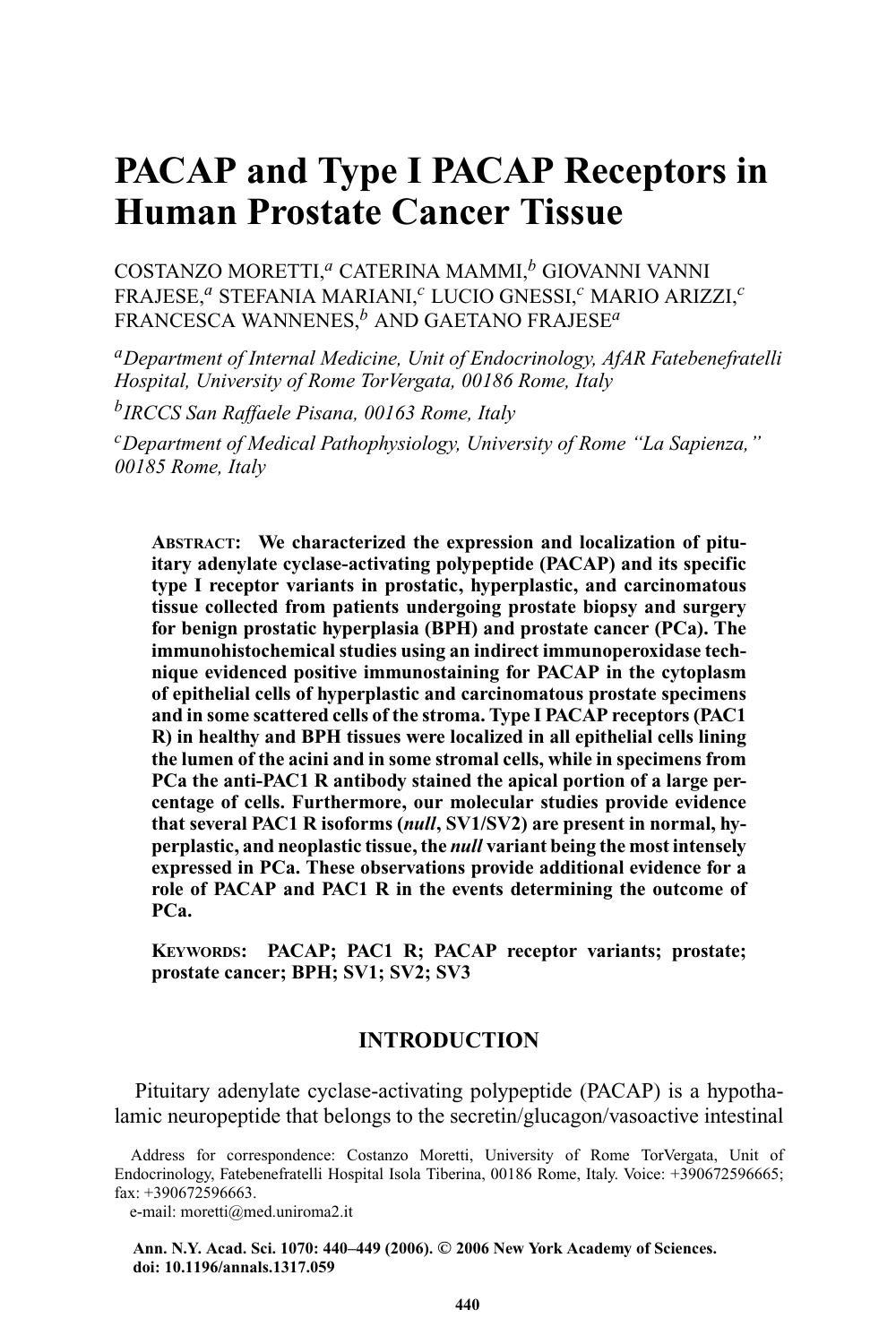# PACAP and Type I PACAP Receptors in Human Prostate Cancer Tissue

COSTANZO MORETTI,[a] CATERINA MAMMI,[b] GIOVANNI VANNI FRAJESE,[a] STEFANIA MARIANI,[c] LUCIO GNESSI,[c] MARIO ARIZZI,[c] FRANCESCA WANNENES,[b] AND GAETANO FRAJESE[a]

[a]*Department of Internal Medicine, Unit of Endocrinology, AfAR Fatebenefratelli Hospital, University of Rome TorVergata, 00186 Rome, Italy*

[b]*IRCCS San Raffaele Pisana, 00163 Rome, Italy*

[c]*Department of Medical Pathophysiology, University of Rome "La Sapienza," 00185 Rome, Italy*

**ABSTRACT: We characterized the expression and localization of pituitary adenylate cyclase-activating polypeptide (PACAP) and its specific type I receptor variants in prostatic, hyperplastic, and carcinomatous tissue collected from patients undergoing prostate biopsy and surgery for benign prostatic hyperplasia (BPH) and prostate cancer (PCa). The immunohistochemical studies using an indirect immunoperoxidase technique evidenced positive immunostaining for PACAP in the cytoplasm of epithelial cells of hyperplastic and carcinomatous prostate specimens and in some scattered cells of the stroma. Type I PACAP receptors (PAC1 R) in healthy and BPH tissues were localized in all epithelial cells lining the lumen of the acini and in some stromal cells, while in specimens from PCa the anti-PAC1 R antibody stained the apical portion of a large percentage of cells. Furthermore, our molecular studies provide evidence that several PAC1 R isoforms (*null*, SV1/SV2) are present in normal, hyperplastic, and neoplastic tissue, the *null* variant being the most intensely expressed in PCa. These observations provide additional evidence for a role of PACAP and PAC1 R in the events determining the outcome of PCa.**

**KEYWORDS: PACAP; PAC1 R; PACAP receptor variants; prostate; prostate cancer; BPH; SV1; SV2; SV3**

## INTRODUCTION

Pituitary adenylate cyclase-activating polypeptide (PACAP) is a hypothalamic neuropeptide that belongs to the secretin/glucagon/vasoactive intestinal

Address for correspondence: Costanzo Moretti, University of Rome TorVergata, Unit of Endocrinology, Fatebenefratelli Hospital Isola Tiberina, 00186 Rome, Italy. Voice: +390672596665; fax: +390672596663.
e-mail: moretti@med.uniroma2.it

**Ann. N.Y. Acad. Sci. 1070: 440–449 (2006). © 2006 New York Academy of Sciences. doi: 10.1196/annals.1317.059**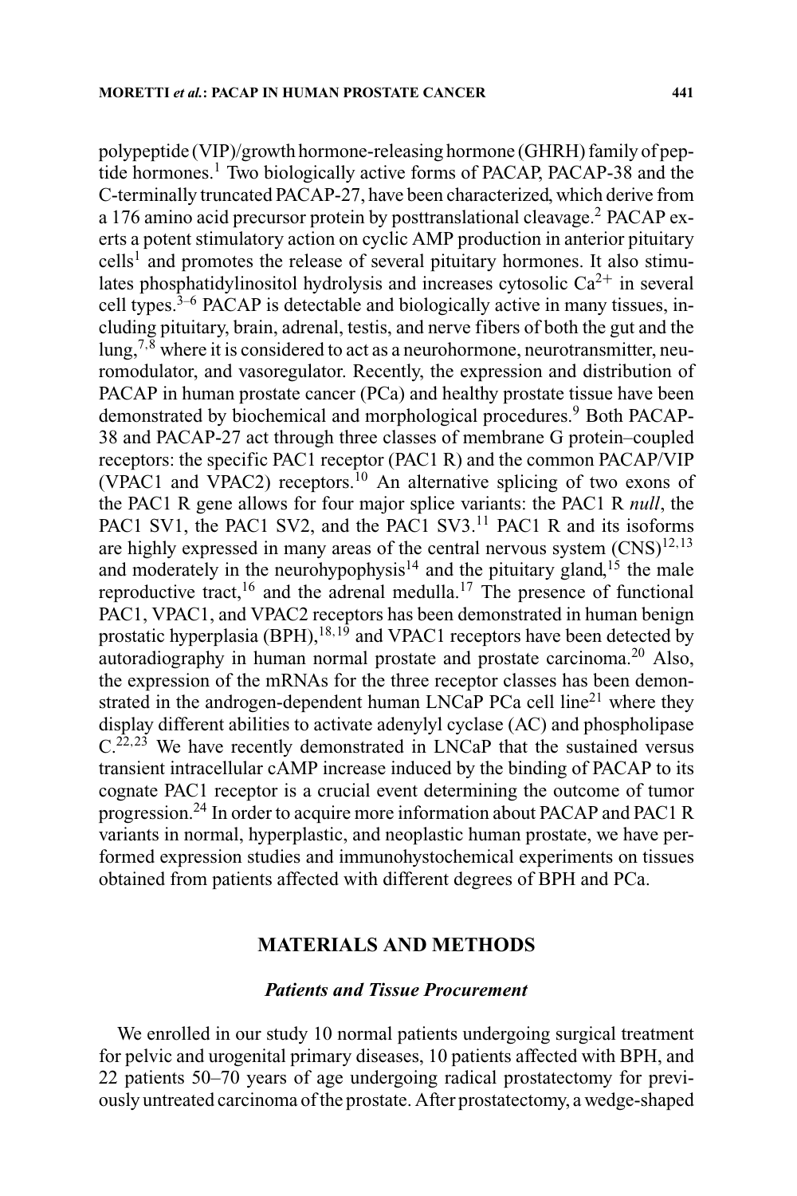polypeptide (VIP)/growth hormone-releasing hormone (GHRH) family of peptide hormones.[1] Two biologically active forms of PACAP, PACAP-38 and the C-terminally truncated PACAP-27, have been characterized, which derive from a 176 amino acid precursor protein by posttranslational cleavage.[2] PACAP exerts a potent stimulatory action on cyclic AMP production in anterior pituitary cells[1] and promotes the release of several pituitary hormones. It also stimulates phosphatidylinositol hydrolysis and increases cytosolic $Ca^{2+}$ in several cell types.[3–6] PACAP is detectable and biologically active in many tissues, including pituitary, brain, adrenal, testis, and nerve fibers of both the gut and the lung,[7,8] where it is considered to act as a neurohormone, neurotransmitter, neuromodulator, and vasoregulator. Recently, the expression and distribution of PACAP in human prostate cancer (PCa) and healthy prostate tissue have been demonstrated by biochemical and morphological procedures.[9] Both PACAP-38 and PACAP-27 act through three classes of membrane G protein–coupled receptors: the specific PAC1 receptor (PAC1 R) and the common PACAP/VIP (VPAC1 and VPAC2) receptors.[10] An alternative splicing of two exons of the PAC1 R gene allows for four major splice variants: the PAC1 R *null*, the PAC1 SV1, the PAC1 SV2, and the PAC1 SV3.[11] PAC1 R and its isoforms are highly expressed in many areas of the central nervous system (CNS)[12,13] and moderately in the neurohypophysis[14] and the pituitary gland,[15] the male reproductive tract,[16] and the adrenal medulla.[17] The presence of functional PAC1, VPAC1, and VPAC2 receptors has been demonstrated in human benign prostatic hyperplasia (BPH),[18,19] and VPAC1 receptors have been detected by autoradiography in human normal prostate and prostate carcinoma.[20] Also, the expression of the mRNAs for the three receptor classes has been demonstrated in the androgen-dependent human LNCaP PCa cell line[21] where they display different abilities to activate adenylyl cyclase (AC) and phospholipase C.[22,23] We have recently demonstrated in LNCaP that the sustained versus transient intracellular cAMP increase induced by the binding of PACAP to its cognate PAC1 receptor is a crucial event determining the outcome of tumor progression.[24] In order to acquire more information about PACAP and PAC1 R variants in normal, hyperplastic, and neoplastic human prostate, we have performed expression studies and immunohystochemical experiments on tissues obtained from patients affected with different degrees of BPH and PCa.

## MATERIALS AND METHODS

### *Patients and Tissue Procurement*

We enrolled in our study 10 normal patients undergoing surgical treatment for pelvic and urogenital primary diseases, 10 patients affected with BPH, and 22 patients 50–70 years of age undergoing radical prostatectomy for previously untreated carcinoma of the prostate. After prostatectomy, a wedge-shaped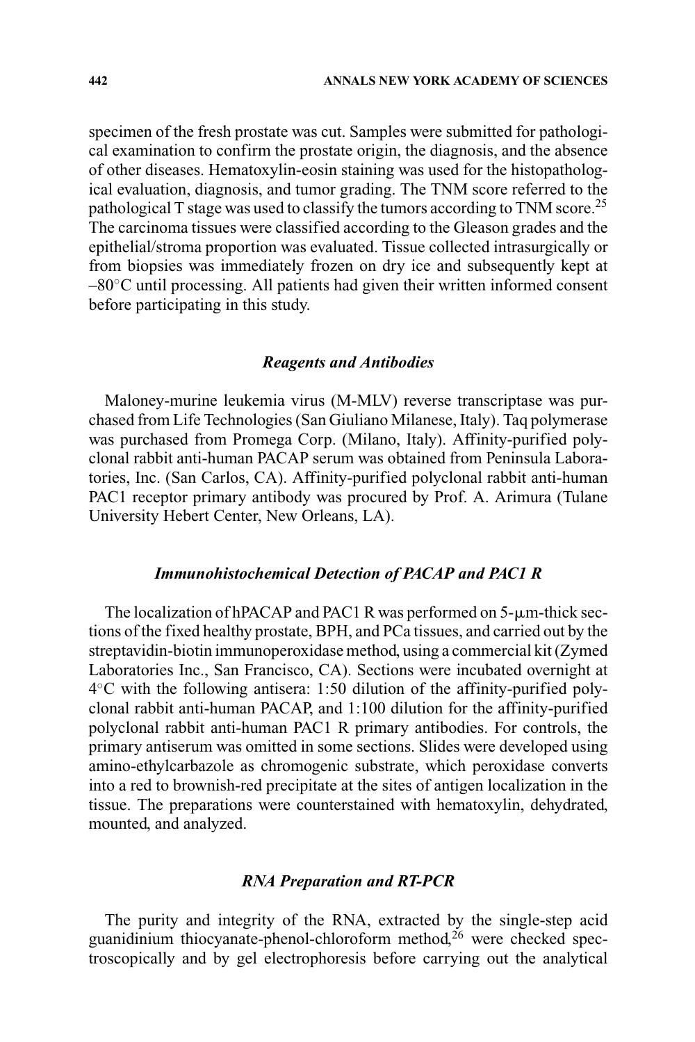specimen of the fresh prostate was cut. Samples were submitted for pathological examination to confirm the prostate origin, the diagnosis, and the absence of other diseases. Hematoxylin-eosin staining was used for the histopathological evaluation, diagnosis, and tumor grading. The TNM score referred to the pathological T stage was used to classify the tumors according to TNM score.[25] The carcinoma tissues were classified according to the Gleason grades and the epithelial/stroma proportion was evaluated. Tissue collected intrasurgically or from biopsies was immediately frozen on dry ice and subsequently kept at –80°C until processing. All patients had given their written informed consent before participating in this study.

### *Reagents and Antibodies*

Maloney-murine leukemia virus (M-MLV) reverse transcriptase was purchased from Life Technologies (San Giuliano Milanese, Italy). Taq polymerase was purchased from Promega Corp. (Milano, Italy). Affinity-purified polyclonal rabbit anti-human PACAP serum was obtained from Peninsula Laboratories, Inc. (San Carlos, CA). Affinity-purified polyclonal rabbit anti-human PAC1 receptor primary antibody was procured by Prof. A. Arimura (Tulane University Hebert Center, New Orleans, LA).

### *Immunohistochemical Detection of PACAP and PAC1 R*

The localization of hPACAP and PAC1 R was performed on 5-μm-thick sections of the fixed healthy prostate, BPH, and PCa tissues, and carried out by the streptavidin-biotin immunoperoxidase method, using a commercial kit (Zymed Laboratories Inc., San Francisco, CA). Sections were incubated overnight at 4°C with the following antisera: 1:50 dilution of the affinity-purified polyclonal rabbit anti-human PACAP, and 1:100 dilution for the affinity-purified polyclonal rabbit anti-human PAC1 R primary antibodies. For controls, the primary antiserum was omitted in some sections. Slides were developed using amino-ethylcarbazole as chromogenic substrate, which peroxidase converts into a red to brownish-red precipitate at the sites of antigen localization in the tissue. The preparations were counterstained with hematoxylin, dehydrated, mounted, and analyzed.

### *RNA Preparation and RT-PCR*

The purity and integrity of the RNA, extracted by the single-step acid guanidinium thiocyanate-phenol-chloroform method,[26] were checked spectroscopically and by gel electrophoresis before carrying out the analytical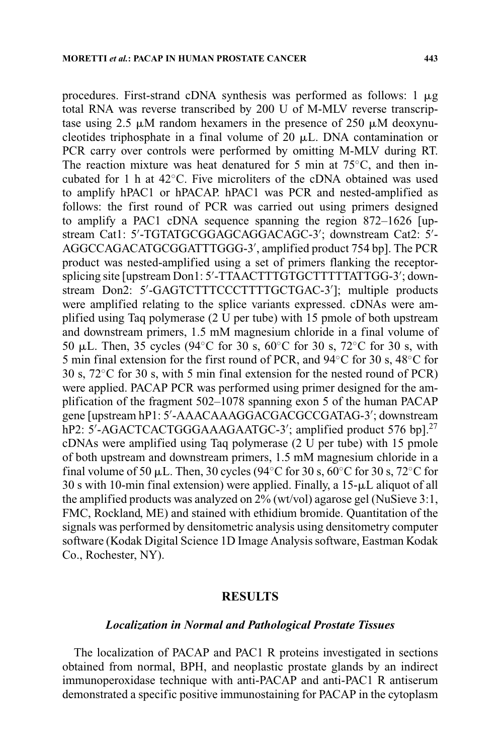procedures. First-strand cDNA synthesis was performed as follows: 1 μg total RNA was reverse transcribed by 200 U of M-MLV reverse transcriptase using 2.5 μM random hexamers in the presence of 250 μM deoxynucleotides triphosphate in a final volume of 20 μL. DNA contamination or PCR carry over controls were performed by omitting M-MLV during RT. The reaction mixture was heat denatured for 5 min at 75°C, and then incubated for 1 h at 42°C. Five microliters of the cDNA obtained was used to amplify hPAC1 or hPACAP. hPAC1 was PCR and nested-amplified as follows: the first round of PCR was carried out using primers designed to amplify a PAC1 cDNA sequence spanning the region 872–1626 [upstream Cat1: 5′-TGTATGCGGAGCAGGACAGC-3′; downstream Cat2: 5′-AGGCCAGACATGCGGATTTGGG-3′, amplified product 754 bp]. The PCR product was nested-amplified using a set of primers flanking the receptor-splicing site [upstream Don1: 5′-TTAACTTTGTGCTTTTTATTGG-3′; downstream Don2: 5′-GAGTCTTTCCCTTTTGCTGAC-3′]; multiple products were amplified relating to the splice variants expressed. cDNAs were amplified using Taq polymerase (2 U per tube) with 15 pmole of both upstream and downstream primers, 1.5 mM magnesium chloride in a final volume of 50 μL. Then, 35 cycles (94°C for 30 s, 60°C for 30 s, 72°C for 30 s, with 5 min final extension for the first round of PCR, and 94°C for 30 s, 48°C for 30 s, 72°C for 30 s, with 5 min final extension for the nested round of PCR) were applied. PACAP PCR was performed using primer designed for the amplification of the fragment 502–1078 spanning exon 5 of the human PACAP gene [upstream hP1: 5′-AAACAAAGGACGACGCCGATAG-3′; downstream hP2: 5′-AGACTCACTGGGAAAGAATGC-3′; amplified product 576 bp].[27] cDNAs were amplified using Taq polymerase (2 U per tube) with 15 pmole of both upstream and downstream primers, 1.5 mM magnesium chloride in a final volume of 50 μL. Then, 30 cycles (94°C for 30 s, 60°C for 30 s, 72°C for 30 s with 10-min final extension) were applied. Finally, a 15-μL aliquot of all the amplified products was analyzed on 2% (wt/vol) agarose gel (NuSieve 3:1, FMC, Rockland, ME) and stained with ethidium bromide. Quantitation of the signals was performed by densitometric analysis using densitometry computer software (Kodak Digital Science 1D Image Analysis software, Eastman Kodak Co., Rochester, NY).

## RESULTS

### *Localization in Normal and Pathological Prostate Tissues*

The localization of PACAP and PAC1 R proteins investigated in sections obtained from normal, BPH, and neoplastic prostate glands by an indirect immunoperoxidase technique with anti-PACAP and anti-PAC1 R antiserum demonstrated a specific positive immunostaining for PACAP in the cytoplasm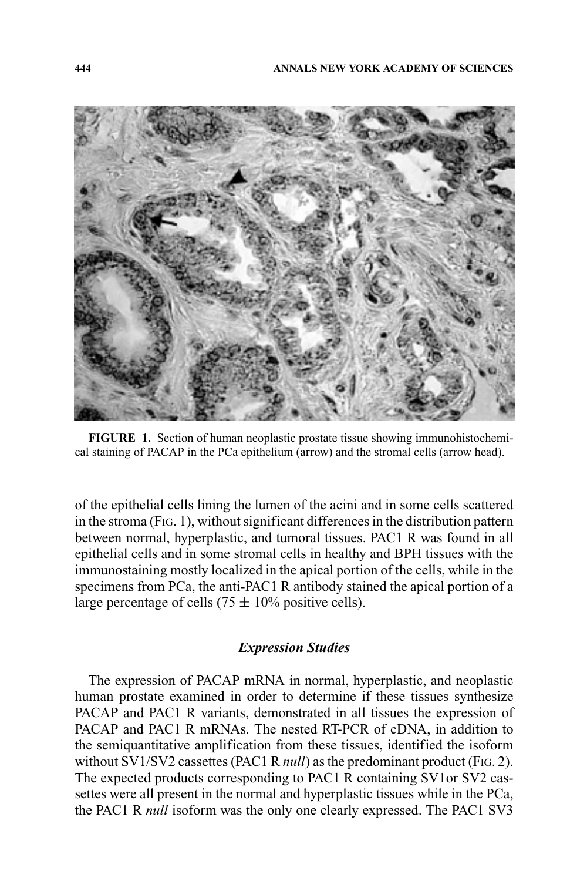**FIGURE 1.** Section of human neoplastic prostate tissue showing immunohistochemical staining of PACAP in the PCa epithelium (arrow) and the stromal cells (arrow head).

of the epithelial cells lining the lumen of the acini and in some cells scattered in the stroma (FIG. 1), without significant differences in the distribution pattern between normal, hyperplastic, and tumoral tissues. PAC1 R was found in all epithelial cells and in some stromal cells in healthy and BPH tissues with the immunostaining mostly localized in the apical portion of the cells, while in the specimens from PCa, the anti-PAC1 R antibody stained the apical portion of a large percentage of cells ($75 \pm 10\%$ positive cells).

### *Expression Studies*

The expression of PACAP mRNA in normal, hyperplastic, and neoplastic human prostate examined in order to determine if these tissues synthesize PACAP and PAC1 R variants, demonstrated in all tissues the expression of PACAP and PAC1 R mRNAs. The nested RT-PCR of cDNA, in addition to the semiquantitative amplification from these tissues, identified the isoform without SV1/SV2 cassettes (PAC1 R *null*) as the predominant product (FIG. 2). The expected products corresponding to PAC1 R containing SV1or SV2 cassettes were all present in the normal and hyperplastic tissues while in the PCa, the PAC1 R *null* isoform was the only one clearly expressed. The PAC1 SV3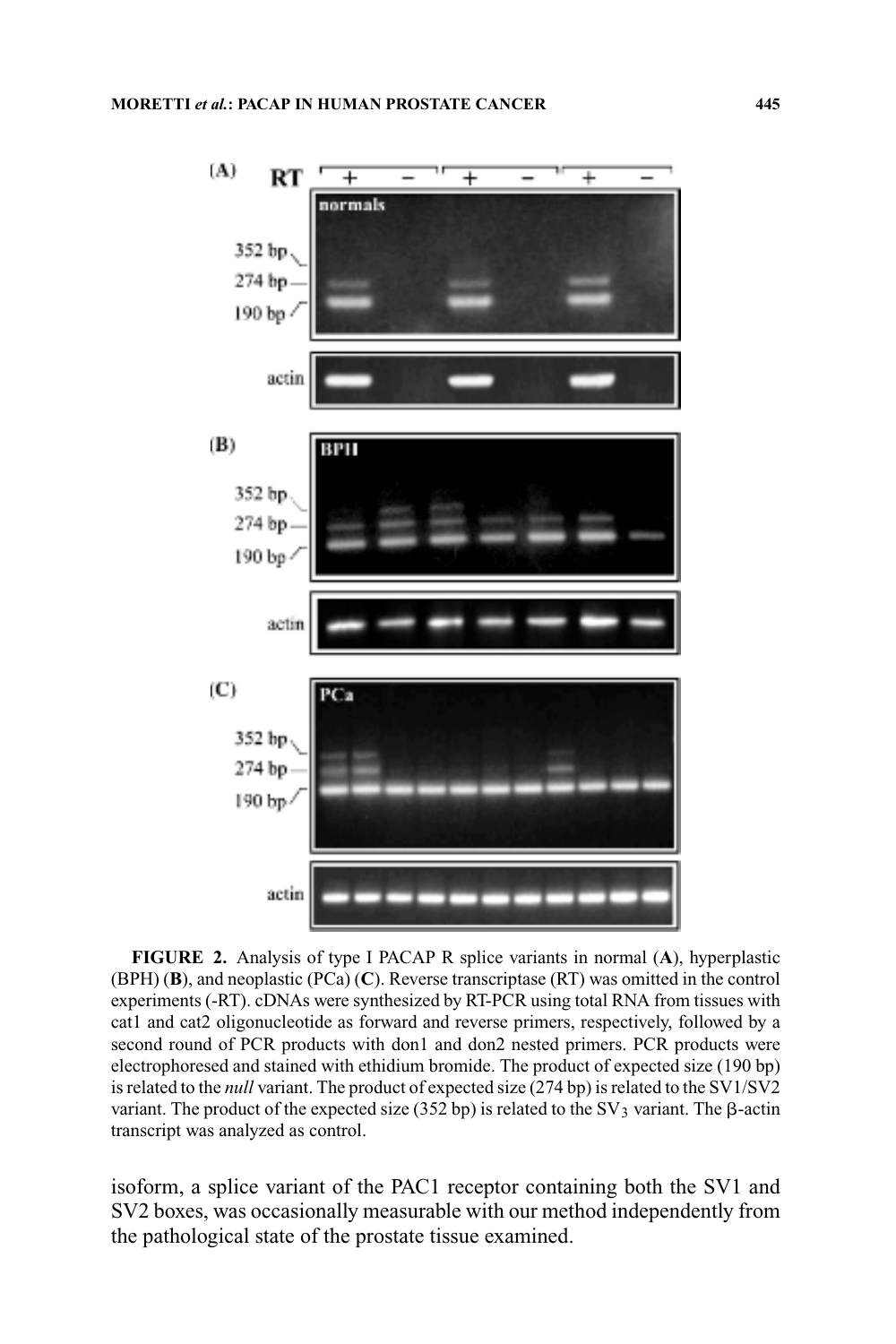**FIGURE 2.** Analysis of type I PACAP R splice variants in normal (**A**), hyperplastic (BPH) (**B**), and neoplastic (PCa) (**C**). Reverse transcriptase (RT) was omitted in the control experiments (-RT). cDNAs were synthesized by RT-PCR using total RNA from tissues with cat1 and cat2 oligonucleotide as forward and reverse primers, respectively, followed by a second round of PCR products with don1 and don2 nested primers. PCR products were electrophoresed and stained with ethidium bromide. The product of expected size (190 bp) is related to the *null* variant. The product of expected size (274 bp) is related to the SV1/SV2 variant. The product of the expected size (352 bp) is related to the $SV_3$ variant. The β-actin transcript was analyzed as control.

isoform, a splice variant of the PAC1 receptor containing both the SV1 and SV2 boxes, was occasionally measurable with our method independently from the pathological state of the prostate tissue examined.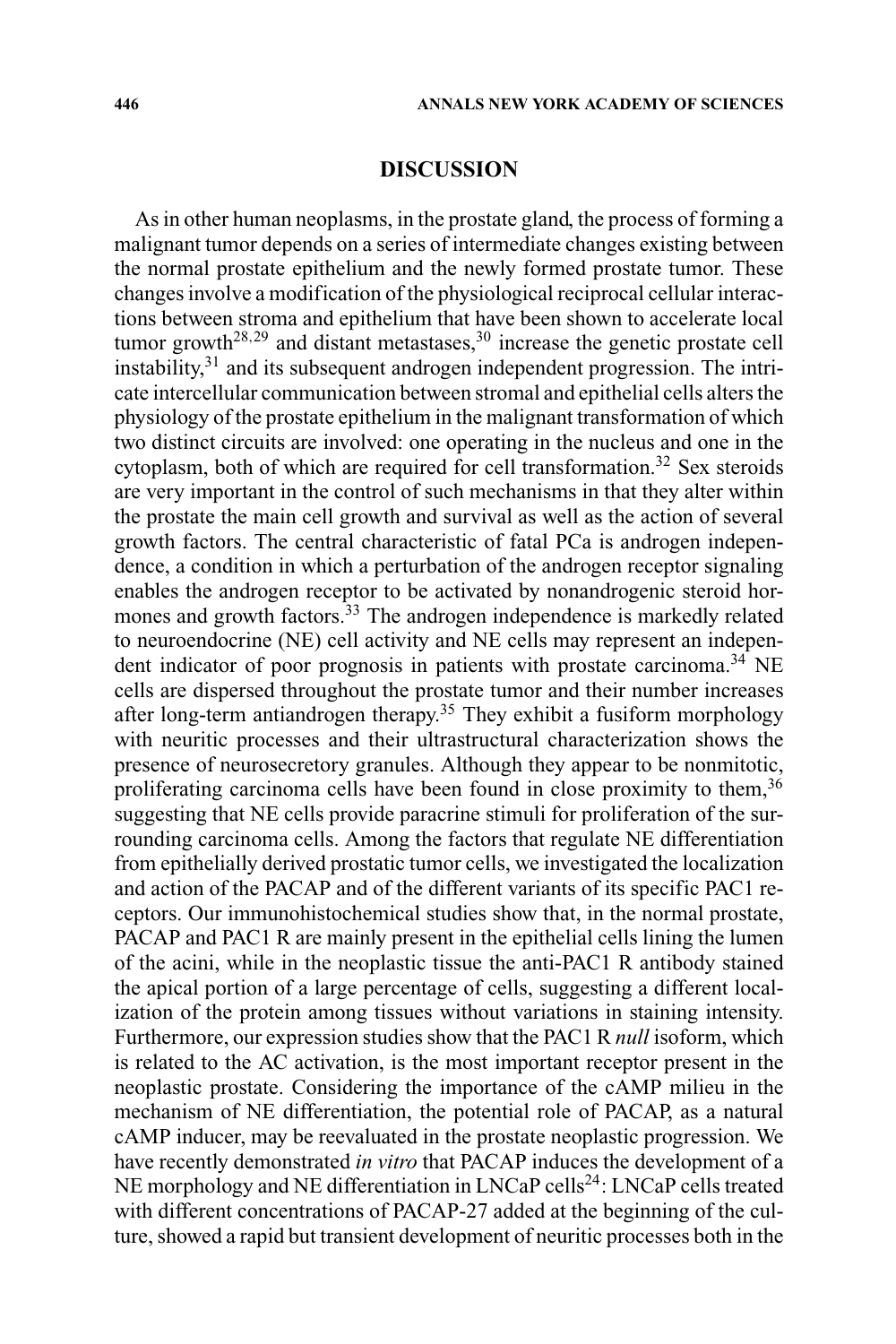## DISCUSSION

As in other human neoplasms, in the prostate gland, the process of forming a malignant tumor depends on a series of intermediate changes existing between the normal prostate epithelium and the newly formed prostate tumor. These changes involve a modification of the physiological reciprocal cellular interactions between stroma and epithelium that have been shown to accelerate local tumor growth[28,29] and distant metastases,[30] increase the genetic prostate cell instability,[31] and its subsequent androgen independent progression. The intricate intercellular communication between stromal and epithelial cells alters the physiology of the prostate epithelium in the malignant transformation of which two distinct circuits are involved: one operating in the nucleus and one in the cytoplasm, both of which are required for cell transformation.[32] Sex steroids are very important in the control of such mechanisms in that they alter within the prostate the main cell growth and survival as well as the action of several growth factors. The central characteristic of fatal PCa is androgen independence, a condition in which a perturbation of the androgen receptor signaling enables the androgen receptor to be activated by nonandrogenic steroid hormones and growth factors.[33] The androgen independence is markedly related to neuroendocrine (NE) cell activity and NE cells may represent an independent indicator of poor prognosis in patients with prostate carcinoma.[34] NE cells are dispersed throughout the prostate tumor and their number increases after long-term antiandrogen therapy.[35] They exhibit a fusiform morphology with neuritic processes and their ultrastructural characterization shows the presence of neurosecretory granules. Although they appear to be nonmitotic, proliferating carcinoma cells have been found in close proximity to them,[36] suggesting that NE cells provide paracrine stimuli for proliferation of the surrounding carcinoma cells. Among the factors that regulate NE differentiation from epithelially derived prostatic tumor cells, we investigated the localization and action of the PACAP and of the different variants of its specific PAC1 receptors. Our immunohistochemical studies show that, in the normal prostate, PACAP and PAC1 R are mainly present in the epithelial cells lining the lumen of the acini, while in the neoplastic tissue the anti-PAC1 R antibody stained the apical portion of a large percentage of cells, suggesting a different localization of the protein among tissues without variations in staining intensity. Furthermore, our expression studies show that the PAC1 R *null* isoform, which is related to the AC activation, is the most important receptor present in the neoplastic prostate. Considering the importance of the cAMP milieu in the mechanism of NE differentiation, the potential role of PACAP, as a natural cAMP inducer, may be reevaluated in the prostate neoplastic progression. We have recently demonstrated *in vitro* that PACAP induces the development of a NE morphology and NE differentiation in LNCaP cells[24]: LNCaP cells treated with different concentrations of PACAP-27 added at the beginning of the culture, showed a rapid but transient development of neuritic processes both in the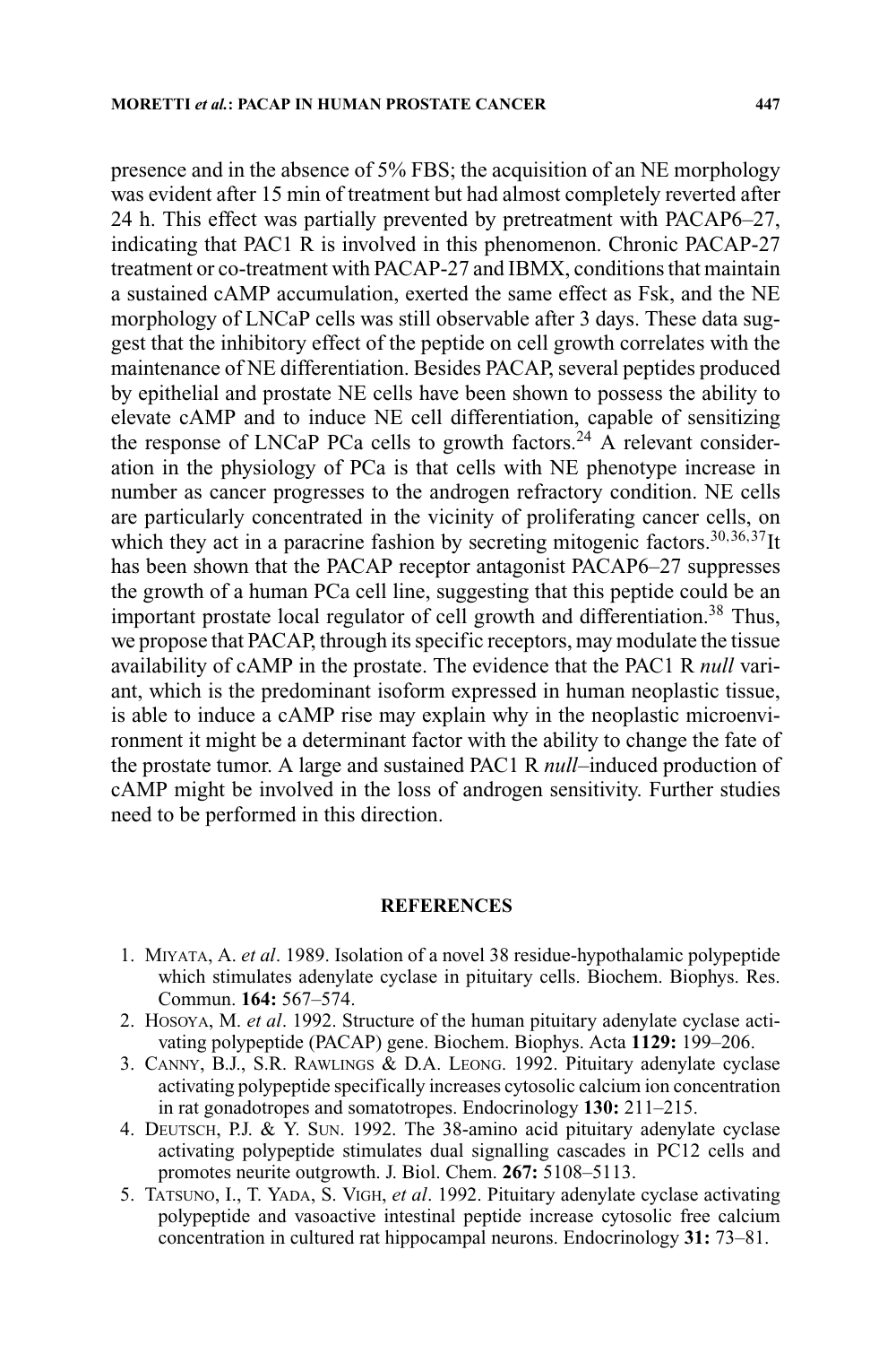presence and in the absence of 5% FBS; the acquisition of an NE morphology was evident after 15 min of treatment but had almost completely reverted after 24 h. This effect was partially prevented by pretreatment with PACAP6–27, indicating that PAC1 R is involved in this phenomenon. Chronic PACAP-27 treatment or co-treatment with PACAP-27 and IBMX, conditions that maintain a sustained cAMP accumulation, exerted the same effect as Fsk, and the NE morphology of LNCaP cells was still observable after 3 days. These data suggest that the inhibitory effect of the peptide on cell growth correlates with the maintenance of NE differentiation. Besides PACAP, several peptides produced by epithelial and prostate NE cells have been shown to possess the ability to elevate cAMP and to induce NE cell differentiation, capable of sensitizing the response of LNCaP PCa cells to growth factors.[24] A relevant consideration in the physiology of PCa is that cells with NE phenotype increase in number as cancer progresses to the androgen refractory condition. NE cells are particularly concentrated in the vicinity of proliferating cancer cells, on which they act in a paracrine fashion by secreting mitogenic factors.[30,36,37]It has been shown that the PACAP receptor antagonist PACAP6–27 suppresses the growth of a human PCa cell line, suggesting that this peptide could be an important prostate local regulator of cell growth and differentiation.[38] Thus, we propose that PACAP, through its specific receptors, may modulate the tissue availability of cAMP in the prostate. The evidence that the PAC1 R *null* variant, which is the predominant isoform expressed in human neoplastic tissue, is able to induce a cAMP rise may explain why in the neoplastic microenvironment it might be a determinant factor with the ability to change the fate of the prostate tumor. A large and sustained PAC1 R *null*–induced production of cAMP might be involved in the loss of androgen sensitivity. Further studies need to be performed in this direction.

## REFERENCES

1. Miyata, A. *et al*. 1989. Isolation of a novel 38 residue-hypothalamic polypeptide which stimulates adenylate cyclase in pituitary cells. Biochem. Biophys. Res. Commun. **164:** 567–574.
2. Hosoya, M. *et al*. 1992. Structure of the human pituitary adenylate cyclase activating polypeptide (PACAP) gene. Biochem. Biophys. Acta **1129:** 199–206.
3. Canny, B.J., S.R. Rawlings & D.A. Leong. 1992. Pituitary adenylate cyclase activating polypeptide specifically increases cytosolic calcium ion concentration in rat gonadotropes and somatotropes. Endocrinology **130:** 211–215.
4. Deutsch, P.J. & Y. Sun. 1992. The 38-amino acid pituitary adenylate cyclase activating polypeptide stimulates dual signalling cascades in PC12 cells and promotes neurite outgrowth. J. Biol. Chem. **267:** 5108–5113.
5. Tatsuno, I., T. Yada, S. Vigh, *et al*. 1992. Pituitary adenylate cyclase activating polypeptide and vasoactive intestinal peptide increase cytosolic free calcium concentration in cultured rat hippocampal neurons. Endocrinology **31:** 73–81.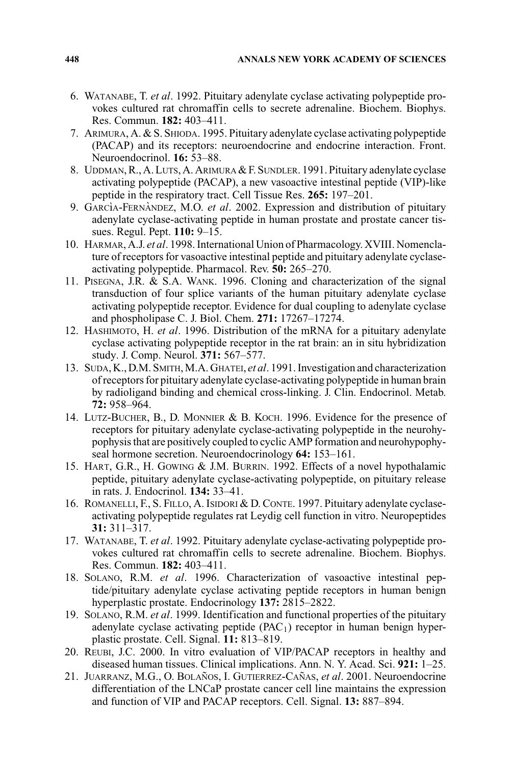6. WATANABE, T. *et al*. 1992. Pituitary adenylate cyclase activating polypeptide provokes cultured rat chromaffin cells to secrete adrenaline. Biochem. Biophys. Res. Commun. **182:** 403–411.
7. ARIMURA, A. & S. SHIODA. 1995. Pituitary adenylate cyclase activating polypeptide (PACAP) and its receptors: neuroendocrine and endocrine interaction. Front. Neuroendocrinol. **16:** 53–88.
8. UDDMAN, R., A. LUTS, A. ARIMURA & F. SUNDLER. 1991. Pituitary adenylate cyclase activating polypeptide (PACAP), a new vasoactive intestinal peptide (VIP)-like peptide in the respiratory tract. Cell Tissue Res. **265:** 197–201.
9. GARCÌA-FERNÀNDEZ, M.O. *et al*. 2002. Expression and distribution of pituitary adenylate cyclase-activating peptide in human prostate and prostate cancer tissues. Regul. Pept. **110:** 9–15.
10. HARMAR, A.J. *et al*. 1998. International Union of Pharmacology. XVIII. Nomenclature of receptors for vasoactive intestinal peptide and pituitary adenylate cyclase-activating polypeptide. Pharmacol. Rev. **50:** 265–270.
11. PISEGNA, J.R. & S.A. WANK. 1996. Cloning and characterization of the signal transduction of four splice variants of the human pituitary adenylate cyclase activating polypeptide receptor. Evidence for dual coupling to adenylate cyclase and phospholipase C. J. Biol. Chem. **271:** 17267–17274.
12. HASHIMOTO, H. *et al*. 1996. Distribution of the mRNA for a pituitary adenylate cyclase activating polypeptide receptor in the rat brain: an in situ hybridization study. J. Comp. Neurol. **371:** 567–577.
13. SUDA, K., D.M. SMITH, M.A. GHATEI, *et al*. 1991. Investigation and characterization of receptors for pituitary adenylate cyclase-activating polypeptide in human brain by radioligand binding and chemical cross-linking. J. Clin. Endocrinol. Metab. **72:** 958–964.
14. LUTZ-BUCHER, B., D. MONNIER & B. KOCH. 1996. Evidence for the presence of receptors for pituitary adenylate cyclase-activating polypeptide in the neurohypophysis that are positively coupled to cyclic AMP formation and neurohypophyseal hormone secretion. Neuroendocrinology **64:** 153–161.
15. HART, G.R., H. GOWING & J.M. BURRIN. 1992. Effects of a novel hypothalamic peptide, pituitary adenylate cyclase-activating polypeptide, on pituitary release in rats. J. Endocrinol. **134:** 33–41.
16. ROMANELLI, F., S. FILLO, A. ISIDORI & D. CONTE. 1997. Pituitary adenylate cyclase-activating polypeptide regulates rat Leydig cell function in vitro. Neuropeptides **31:** 311–317.
17. WATANABE, T. *et al*. 1992. Pituitary adenylate cyclase-activating polypeptide provokes cultured rat chromaffin cells to secrete adrenaline. Biochem. Biophys. Res. Commun. **182:** 403–411.
18. SOLANO, R.M. *et al*. 1996. Characterization of vasoactive intestinal peptide/pituitary adenylate cyclase activating peptide receptors in human benign hyperplastic prostate. Endocrinology **137:** 2815–2822.
19. SOLANO, R.M. *et al*. 1999. Identification and functional properties of the pituitary adenylate cyclase activating peptide ($PAC_1$) receptor in human benign hyperplastic prostate. Cell. Signal. **11:** 813–819.
20. REUBI, J.C. 2000. In vitro evaluation of VIP/PACAP receptors in healthy and diseased human tissues. Clinical implications. Ann. N. Y. Acad. Sci. **921:** 1–25.
21. JUARRANZ, M.G., O. BOLAÑOS, I. GUTIERREZ-CAÑAS, *et al*. 2001. Neuroendocrine differentiation of the LNCaP prostate cancer cell line maintains the expression and function of VIP and PACAP receptors. Cell. Signal. **13:** 887–894.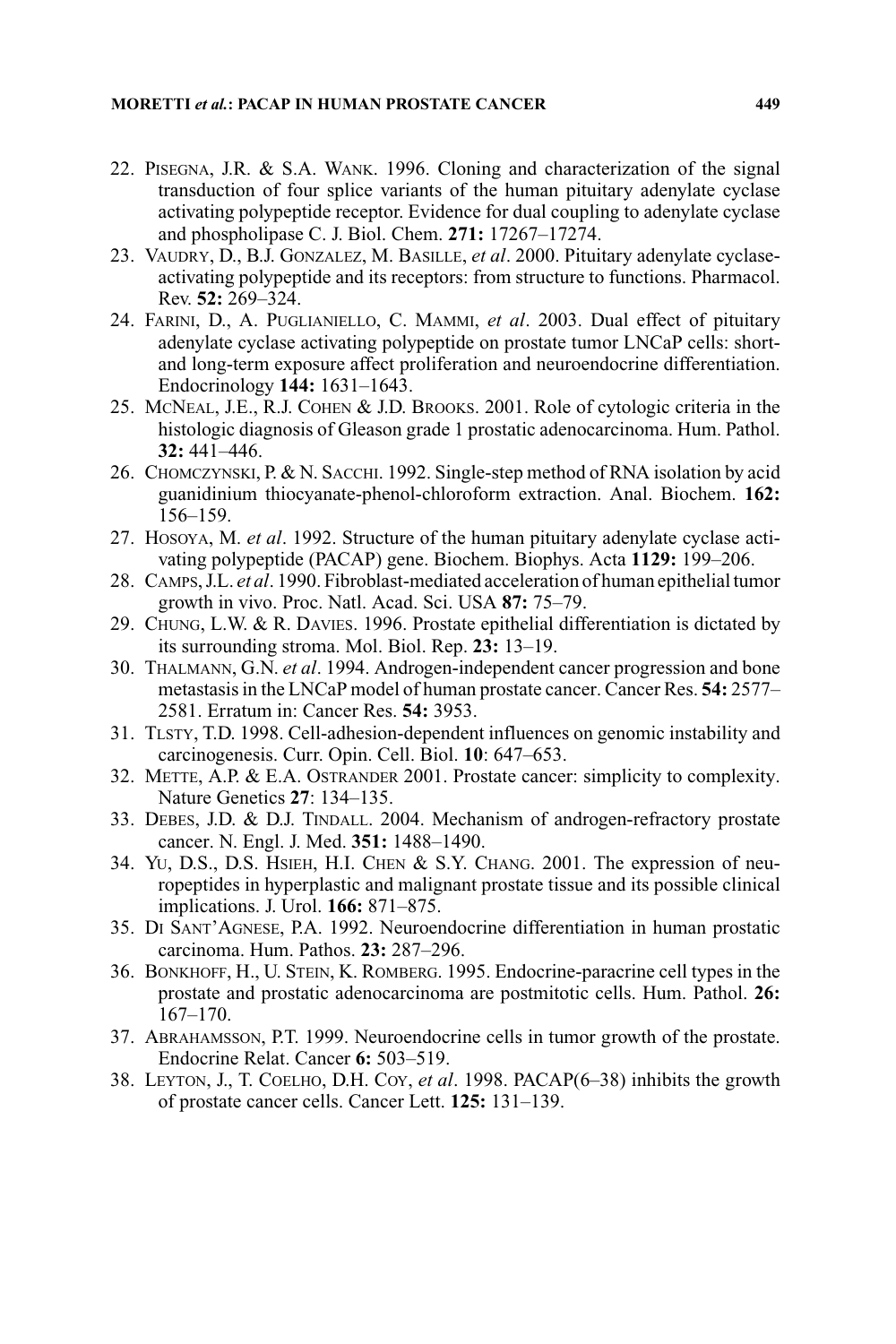22. Pisegna, J.R. & S.A. Wank. 1996. Cloning and characterization of the signal transduction of four splice variants of the human pituitary adenylate cyclase activating polypeptide receptor. Evidence for dual coupling to adenylate cyclase and phospholipase C. J. Biol. Chem. **271:** 17267–17274.
23. Vaudry, D., B.J. Gonzalez, M. Basille, *et al*. 2000. Pituitary adenylate cyclase-activating polypeptide and its receptors: from structure to functions. Pharmacol. Rev. **52:** 269–324.
24. Farini, D., A. Puglianiello, C. Mammi, *et al*. 2003. Dual effect of pituitary adenylate cyclase activating polypeptide on prostate tumor LNCaP cells: short- and long-term exposure affect proliferation and neuroendocrine differentiation. Endocrinology **144:** 1631–1643.
25. McNeal, J.E., R.J. Cohen & J.D. Brooks. 2001. Role of cytologic criteria in the histologic diagnosis of Gleason grade 1 prostatic adenocarcinoma. Hum. Pathol. **32:** 441–446.
26. Chomczynski, P. & N. Sacchi. 1992. Single-step method of RNA isolation by acid guanidinium thiocyanate-phenol-chloroform extraction. Anal. Biochem. **162:** 156–159.
27. Hosoya, M. *et al*. 1992. Structure of the human pituitary adenylate cyclase activating polypeptide (PACAP) gene. Biochem. Biophys. Acta **1129:** 199–206.
28. Camps, J.L. *et al*. 1990. Fibroblast-mediated acceleration of human epithelial tumor growth in vivo. Proc. Natl. Acad. Sci. USA **87:** 75–79.
29. Chung, L.W. & R. Davies. 1996. Prostate epithelial differentiation is dictated by its surrounding stroma. Mol. Biol. Rep. **23:** 13–19.
30. Thalmann, G.N. *et al*. 1994. Androgen-independent cancer progression and bone metastasis in the LNCaP model of human prostate cancer. Cancer Res. **54:** 2577–2581. Erratum in: Cancer Res. **54:** 3953.
31. Tlsty, T.D. 1998. Cell-adhesion-dependent influences on genomic instability and carcinogenesis. Curr. Opin. Cell. Biol. **10**: 647–653.
32. Mette, A.P. & E.A. Ostrander 2001. Prostate cancer: simplicity to complexity. Nature Genetics **27**: 134–135.
33. Debes, J.D. & D.J. Tindall. 2004. Mechanism of androgen-refractory prostate cancer. N. Engl. J. Med. **351:** 1488–1490.
34. Yu, D.S., D.S. Hsieh, H.I. Chen & S.Y. Chang. 2001. The expression of neuropeptides in hyperplastic and malignant prostate tissue and its possible clinical implications. J. Urol. **166:** 871–875.
35. Di Sant'Agnese, P.A. 1992. Neuroendocrine differentiation in human prostatic carcinoma. Hum. Pathos. **23:** 287–296.
36. Bonkhoff, H., U. Stein, K. Romberg. 1995. Endocrine-paracrine cell types in the prostate and prostatic adenocarcinoma are postmitotic cells. Hum. Pathol. **26:** 167–170.
37. Abrahamsson, P.T. 1999. Neuroendocrine cells in tumor growth of the prostate. Endocrine Relat. Cancer **6:** 503–519.
38. Leyton, J., T. Coelho, D.H. Coy, *et al*. 1998. PACAP(6–38) inhibits the growth of prostate cancer cells. Cancer Lett. **125:** 131–139.